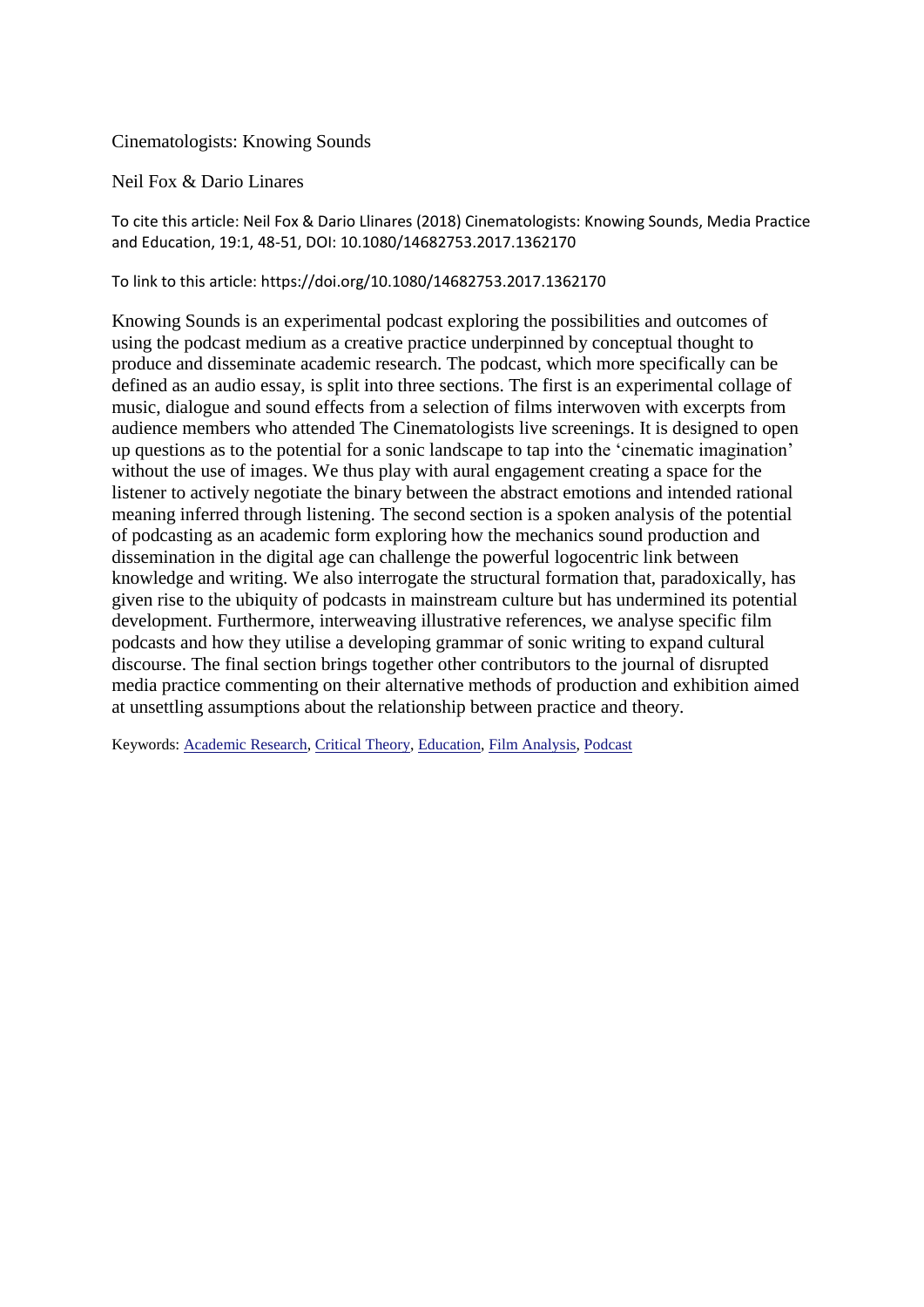# Cinematologists: Knowing Sounds

Neil Fox & Dario Linares

To cite this article: Neil Fox & Dario Llinares (2018) Cinematologists: Knowing Sounds, Media Practice and Education, 19:1, 48-51, DOI: 10.1080/14682753.2017.1362170

To link to this article: https://doi.org/10.1080/14682753.2017.1362170

Knowing Sounds is an experimental podcast exploring the possibilities and outcomes of using the podcast medium as a creative practice underpinned by conceptual thought to produce and disseminate academic research. The podcast, which more specifically can be defined as an audio essay, is split into three sections. The first is an experimental collage of music, dialogue and sound effects from a selection of films interwoven with excerpts from audience members who attended The Cinematologists live screenings. It is designed to open up questions as to the potential for a sonic landscape to tap into the 'cinematic imagination' without the use of images. We thus play with aural engagement creating a space for the listener to actively negotiate the binary between the abstract emotions and intended rational meaning inferred through listening. The second section is a spoken analysis of the potential of podcasting as an academic form exploring how the mechanics sound production and dissemination in the digital age can challenge the powerful logocentric link between knowledge and writing. We also interrogate the structural formation that, paradoxically, has given rise to the ubiquity of podcasts in mainstream culture but has undermined its potential development. Furthermore, interweaving illustrative references, we analyse specific film podcasts and how they utilise a developing grammar of sonic writing to expand cultural discourse. The final section brings together other contributors to the journal of disrupted media practice commenting on their alternative methods of production and exhibition aimed at unsettling assumptions about the relationship between practice and theory.

Keywords: Academic Research, Critical Theory, Education, Film Analysis, Podcast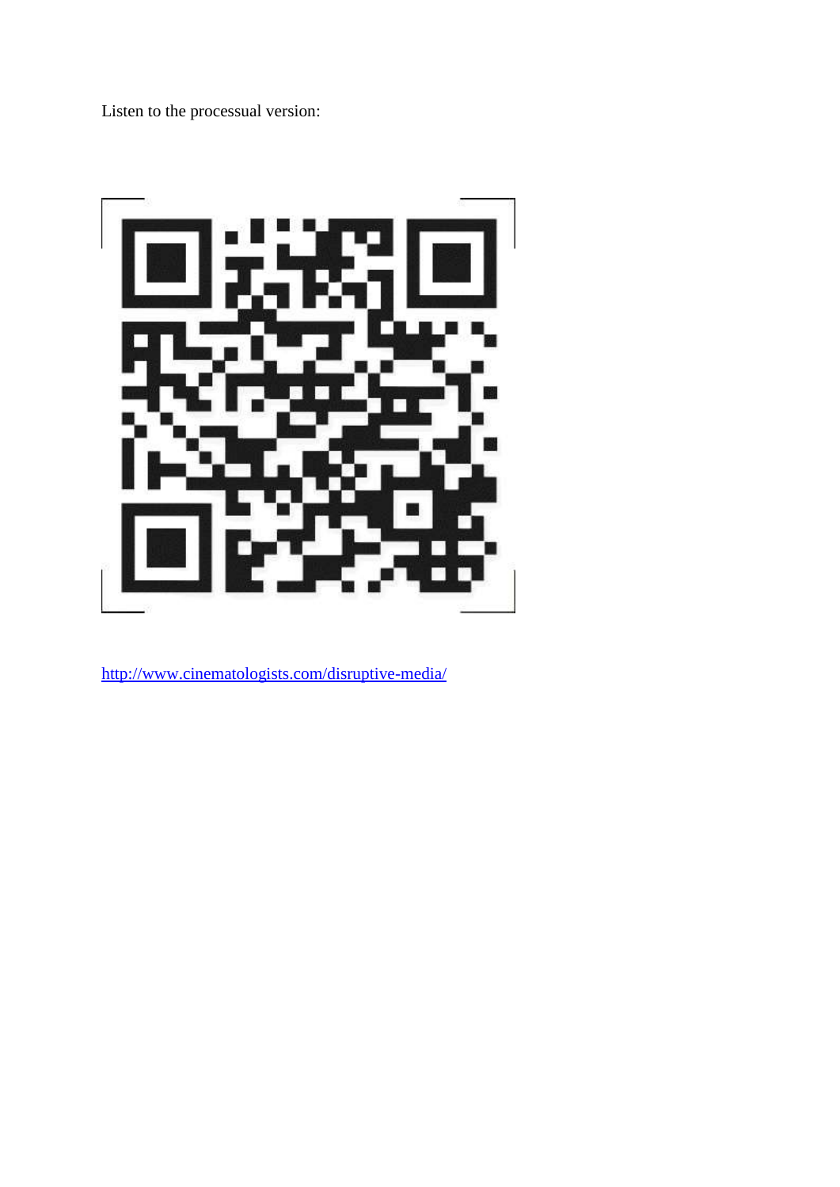Listen to the processual version:

http://www.cinematologists.com/disruptive-media/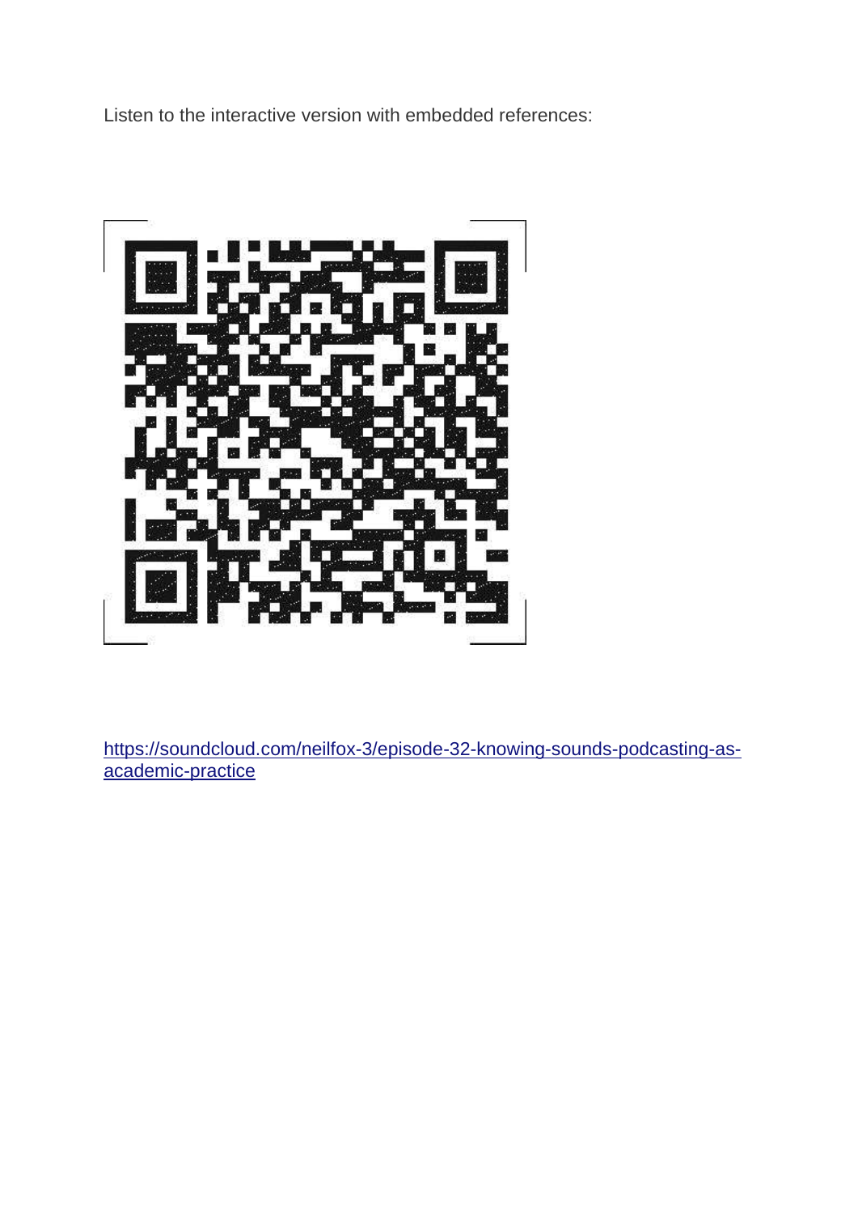Listen to the interactive version with embedded references:

https://soundcloud.com/neilfox-3/episode-32-knowing-sounds-podcasting-as-academic-practice